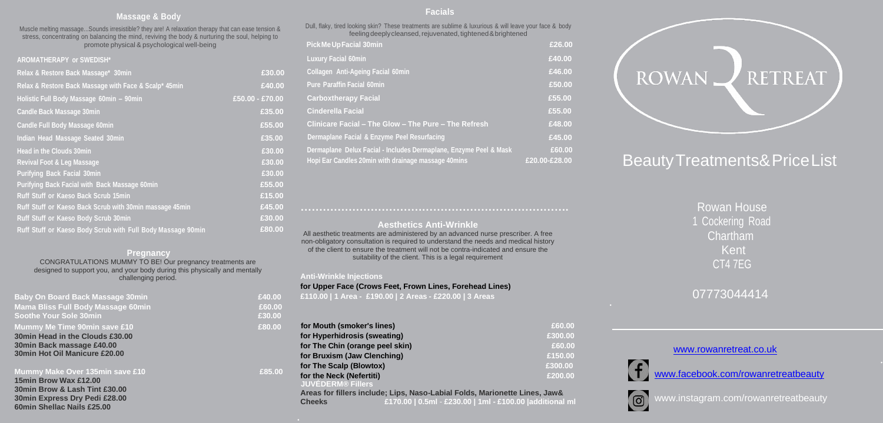## Massage & Body

Muscle melting massage...Sounds irresistible? they are! A relaxation therapy that can ease tension & stress, concentrating on balancing the mind, reviving the body & nurturing the soul, helping to promote physical & psychological well-being

| AROMATHERAPY or SWEDISH* | |
|---|---|
| Relax & Restore Back Massage* 30min | £30.00 |
| Relax & Restore Back Massage with Face & Scalp* 45min | £40.00 |
| Holistic Full Body Massage 60min – 90min | £50.00 - £70.00 |
| Candle Back Massage 30min | £35.00 |
| Candle Full Body Massage 60min | £55.00 |
| Indian Head Massage Seated 30min | £35.00 |
| Head in the Clouds 30min | £30.00 |
| Revival Foot & Leg Massage | £30.00 |
| Purifying Back Facial 30min | £30.00 |
| Purifying Back Facial with Back Massage 60min | £55.00 |
| Ruff Stuff or Kaeso Back Scrub 15min | £15.00 |
| Ruff Stuff or Kaeso Back Scrub with 30min massage 45min | £45.00 |
| Ruff Stuff or Kaeso Body Scrub 30min | £30.00 |
| Ruff Stuff or Kaeso Body Scrub with Full Body Massage 90min | £80.00 |

## Pregnancy

CONGRATULATIONS MUMMY TO BE! Our pregnancy treatments are designed to support you, and your body during this physically and mentally challenging period.

| | |
|---|---|
| **Baby On Board Back Massage 30min** | **£40.00** |
| **Mama Bliss Full Body Massage 60min** | **£60.00** |
| **Soothe Your Sole 30min** | **£30.00** |
| **Mummy Me Time 90min save £10** | **£80.00** |

**30min Head in the Clouds £30.00**
**30min Back massage £40.00**
**30min Hot Oil Manicure £20.00**

| | |
|---|---|
| **Mummy Make Over 135min save £10** | **£85.00** |

**15min Brow Wax £12.00**
**30min Brow & Lash Tint £30.00**
**30min Express Dry Pedi £28.00**
**60min Shellac Nails £25.00**

## Facials

Dull, flaky, tired looking skin? These treatments are sublime & luxurious & will leave your face & body feeling deeply cleansed, rejuvenated, tightened & brightened

| | |
|---|---|
| Pick Me Up Facial 30min | £26.00 |
| Luxury Facial 60min | £40.00 |
| Collagen Anti-Ageing Facial 60min | £46.00 |
| Pure Paraffin Facial 60min | £50.00 |
| Carboxtherapy Facial | £55.00 |
| Cinderella Facial | £55.00 |
| Clinicare Facial – The Glow – The Pure – The Refresh | £48.00 |
| Dermaplane Facial & Enzyme Peel Resurfacing | £45.00 |
| Dermaplane Delux Facial - Includes Dermaplane, Enzyme Peel & Mask | £60.00 |
| Hopi Ear Candles 20min with drainage massage 40mins | £20.00-£28.00 |

## Aesthetics Anti-Wrinkle

All aesthetic treatments are administered by an advanced nurse prescriber. A free non-obligatory consultation is required to understand the needs and medical history of the client to ensure the treatment will not be contra-indicated and ensure the suitability of the client. This is a legal requirement

**Anti-Wrinkle Injections**

**for Upper Face (Crows Feet, Frown Lines, Forehead Lines)**
**£110.00 | 1 Area - £190.00 | 2 Areas - £220.00 | 3 Areas**

| | |
|---|---|
| **for Mouth (smoker's lines)** | **£60.00** |
| **for Hyperhidrosis (sweating)** | **£300.00** |
| **for The Chin (orange peel skin)** | **£60.00** |
| **for Bruxism (Jaw Clenching)** | **£150.00** |
| **for The Scalp (Blowtox)** | **£300.00** |
| **for the Neck (Nefertiti)** | **£200.00** |

**JUVÉDERM® Fillers**

**Areas for fillers include; Lips, Naso-Labial Folds, Marionette Lines, Jaw& Cheeks** **£170.00 | 0.5ml - £230.00 | 1ml - £100.00 |additional ml**

# ROWAN RETREAT

# Beauty Treatments & Price List

Rowan House
1 Cockering Road
Chartham
Kent
CT4 7EG

07773044414

www.rowanretreat.co.uk

www.facebook.com/rowanretreatbeauty

www.instagram.com/rowanretreatbeauty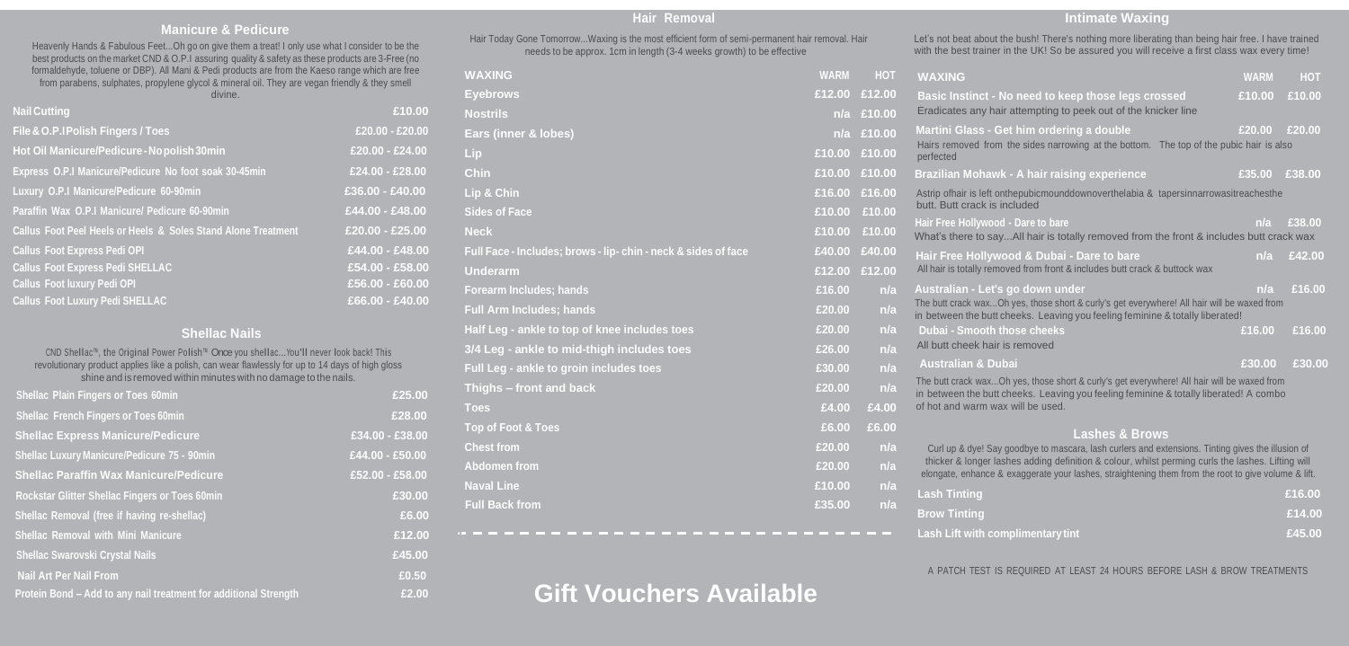## Manicure & Pedicure

Heavenly Hands & Fabulous Feet...Oh go on give them a treat! I only use what I consider to be the best products on the market CND & O.P.I assuring quality & safety as these products are 3-Free (no formaldehyde, toluene or DBP). All Mani & Pedi products are from the Kaeso range which are free from parabens, sulphates, propylene glycol & mineral oil. They are vegan friendly & they smell divine.

| | |
|---|---|
| Nail Cutting | £10.00 |
| File & O.P.I Polish Fingers / Toes | £20.00 - £20.00 |
| Hot Oil Manicure/Pedicure - No polish 30min | £20.00 - £24.00 |
| Express O.P.I Manicure/Pedicure No foot soak 30-45min | £24.00 - £28.00 |
| Luxury O.P.I Manicure/Pedicure 60-90min | £36.00 - £40.00 |
| Paraffin Wax O.P.I Manicure/ Pedicure 60-90min | £44.00 - £48.00 |
| Callus Foot Peel Heels or Heels & Soles Stand Alone Treatment | £20.00 - £25.00 |
| Callus Foot Express Pedi OPI | £44.00 - £48.00 |
| Callus Foot Express Pedi SHELLAC | £54.00 - £58.00 |
| Callus Foot luxury Pedi OPI | £56.00 - £60.00 |
| Callus Foot Luxury Pedi SHELLAC | £66.00 - £40.00 |

## Shellac Nails

CND Shellac™, the Original Power Polish™ Once you shellac...You'll never look back! This revolutionary product applies like a polish, can wear flawlessly for up to 14 days of high gloss shine and is removed within minutes with no damage to the nails.

| | |
|---|---|
| Shellac Plain Fingers or Toes 60min | £25.00 |
| Shellac French Fingers or Toes 60min | £28.00 |
| Shellac Express Manicure/Pedicure | £34.00 - £38.00 |
| Shellac Luxury Manicure/Pedicure 75 - 90min | £44.00 - £50.00 |
| Shellac Paraffin Wax Manicure/Pedicure | £52.00 - £58.00 |
| Rockstar Glitter Shellac Fingers or Toes 60min | £30.00 |
| Shellac Removal (free if having re-shellac) | £6.00 |
| Shellac Removal with Mini Manicure | £12.00 |
| Shellac Swarovski Crystal Nails | £45.00 |
| Nail Art Per Nail From | £0.50 |
| Protein Bond – Add to any nail treatment for additional Strength | £2.00 |

## Hair Removal

Hair Today Gone Tomorrow...Waxing is the most efficient form of semi-permanent hair removal. Hair needs to be approx. 1cm in length (3-4 weeks growth) to be effective

| WAXING | WARM | HOT |
|---|---|---|
| Eyebrows | £12.00 | £12.00 |
| Nostrils | n/a | £10.00 |
| Ears (inner & lobes) | n/a | £10.00 |
| Lip | £10.00 | £10.00 |
| Chin | £10.00 | £10.00 |
| Lip & Chin | £16.00 | £16.00 |
| Sides of Face | £10.00 | £10.00 |
| Neck | £10.00 | £10.00 |
| Full Face - Includes; brows - lip - chin - neck & sides of face | £40.00 | £40.00 |
| Underarm | £12.00 | £12.00 |
| Forearm Includes; hands | £16.00 | n/a |
| Full Arm Includes; hands | £20.00 | n/a |
| Half Leg - ankle to top of knee includes toes | £20.00 | n/a |
| 3/4 Leg - ankle to mid-thigh includes toes | £26.00 | n/a |
| Full Leg - ankle to groin includes toes | £30.00 | n/a |
| Thighs – front and back | £20.00 | n/a |
| Toes | £4.00 | £4.00 |
| Top of Foot & Toes | £6.00 | £6.00 |
| Chest from | £20.00 | n/a |
| Abdomen from | £20.00 | n/a |
| Naval Line | £10.00 | n/a |
| Full Back from | £35.00 | n/a |

# Gift Vouchers Available

## Intimate Waxing

Let's not beat about the bush! There's nothing more liberating than being hair free. I have trained with the best trainer in the UK! So be assured you will receive a first class wax every time!

| WAXING | WARM | HOT |
|---|---|---|
| **Basic Instinct - No need to keep those legs crossed**<br>Eradicates any hair attempting to peek out of the knicker line | £10.00 | £10.00 |
| **Martini Glass - Get him ordering a double**<br>Hairs removed from the sides narrowing at the bottom. The top of the pubic hair is also perfected | £20.00 | £20.00 |
| **Brazilian Mohawk - A hair raising experience**<br>Astrip ofhair is left onthepubicmounddownoverthelabia & tapersinnarrowasitreachesthe butt. Butt crack is included | £35.00 | £38.00 |
| **Hair Free Hollywood - Dare to bare**<br>What's there to say...All hair is totally removed from the front & includes butt crack wax | n/a | £38.00 |
| **Hair Free Hollywood & Dubai - Dare to bare**<br>All hair is totally removed from front & includes butt crack & buttock wax | n/a | £42.00 |
| **Australian - Let's go down under**<br>The butt crack wax...Oh yes, those short & curly's get everywhere! All hair will be waxed from in between the butt cheeks. Leaving you feeling feminine & totally liberated! | n/a | £16.00 |
| **Dubai - Smooth those cheeks**<br>All butt cheek hair is removed | £16.00 | £16.00 |
| **Australian & Dubai**<br>The butt crack wax...Oh yes, those short & curly's get everywhere! All hair will be waxed from in between the butt cheeks. Leaving you feeling feminine & totally liberated! A combo of hot and warm wax will be used. | £30.00 | £30.00 |

## Lashes & Brows

Curl up & dye! Say goodbye to mascara, lash curlers and extensions. Tinting gives the illusion of thicker & longer lashes adding definition & colour, whilst perming curls the lashes. Lifting will elongate, enhance & exaggerate your lashes, straightening them from the root to give volume & lift.

| | |
|---|---|
| Lash Tinting | £16.00 |
| Brow Tinting | £14.00 |
| Lash Lift with complimentary tint | £45.00 |

A PATCH TEST IS REQUIRED AT LEAST 24 HOURS BEFORE LASH & BROW TREATMENTS